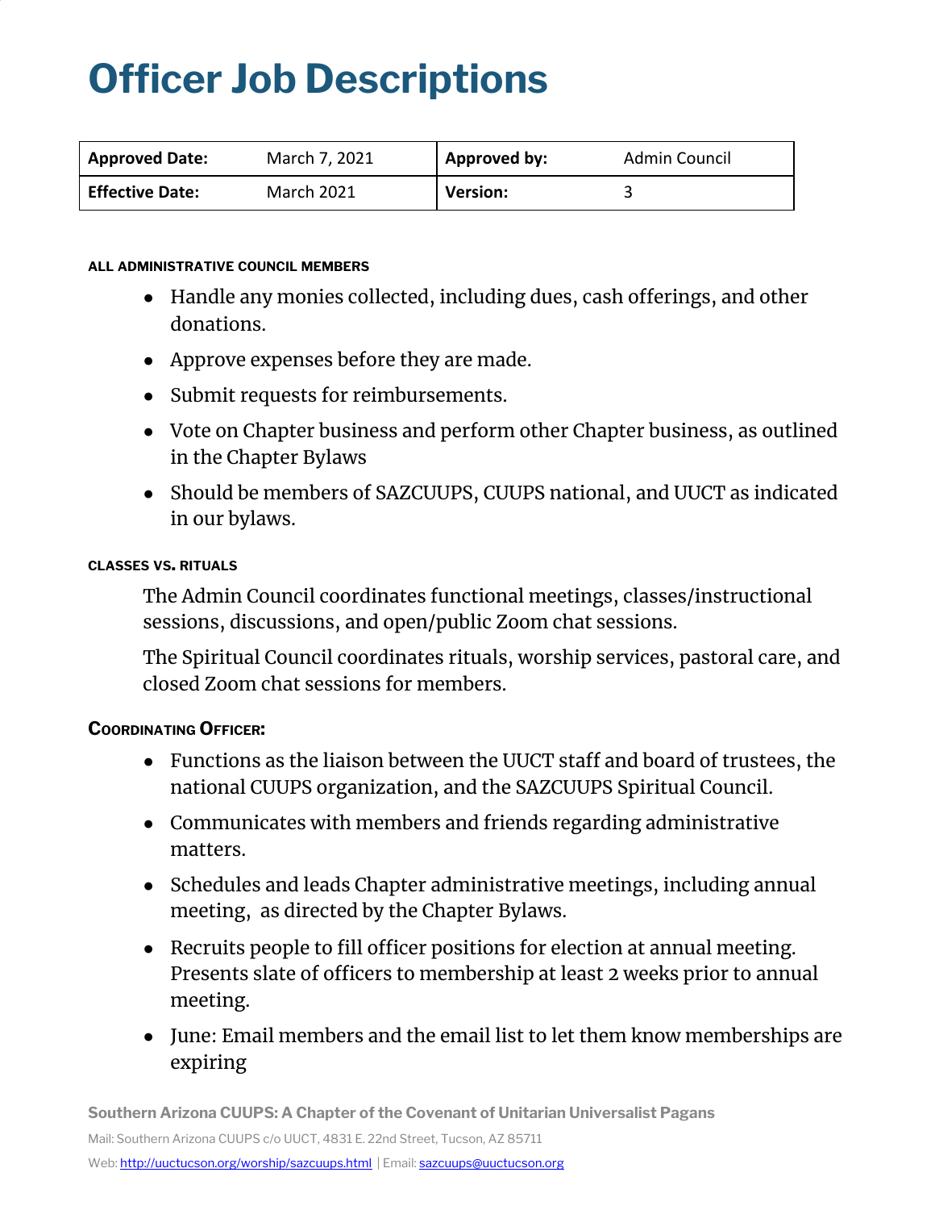# Officer Job Descriptions

| Approved Date: | March 7, 2021 | Approved by: | Admin Council |
|---|---|---|---|
| Effective Date: | March 2021 | Version: | 3 |

#### ALL ADMINISTRATIVE COUNCIL MEMBERS

- Handle any monies collected, including dues, cash offerings, and other donations.
- Approve expenses before they are made.
- Submit requests for reimbursements.
- Vote on Chapter business and perform other Chapter business, as outlined in the Chapter Bylaws
- Should be members of SAZCUUPS, CUUPS national, and UUCT as indicated in our bylaws.

#### CLASSES VS. RITUALS

The Admin Council coordinates functional meetings, classes/instructional sessions, discussions, and open/public Zoom chat sessions.

The Spiritual Council coordinates rituals, worship services, pastoral care, and closed Zoom chat sessions for members.

#### COORDINATING OFFICER:

- Functions as the liaison between the UUCT staff and board of trustees, the national CUUPS organization, and the SAZCUUPS Spiritual Council.
- Communicates with members and friends regarding administrative matters.
- Schedules and leads Chapter administrative meetings, including annual meeting, as directed by the Chapter Bylaws.
- Recruits people to fill officer positions for election at annual meeting. Presents slate of officers to membership at least 2 weeks prior to annual meeting.
- June: Email members and the email list to let them know memberships are expiring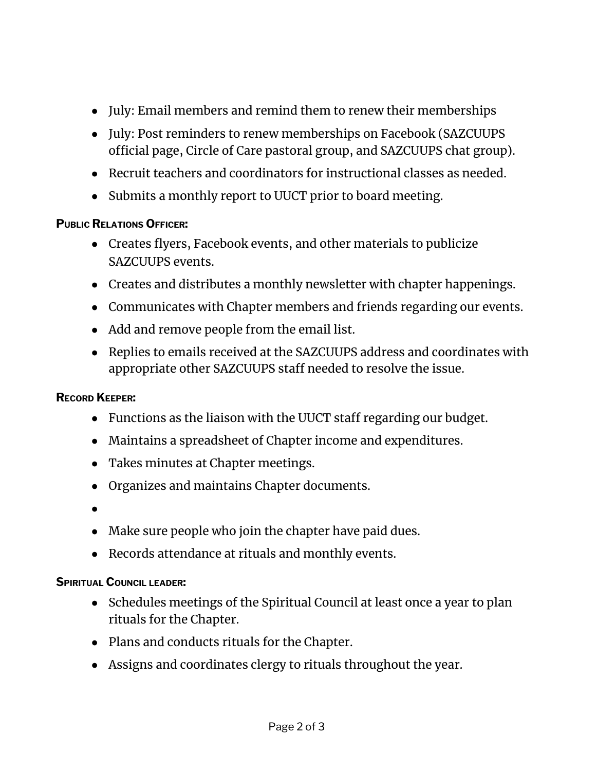- July: Email members and remind them to renew their memberships
- July: Post reminders to renew memberships on Facebook (SAZCUUPS official page, Circle of Care pastoral group, and SAZCUUPS chat group).
- Recruit teachers and coordinators for instructional classes as needed.
- Submits a monthly report to UUCT prior to board meeting.

**PUBLIC RELATIONS OFFICER:**

- Creates flyers, Facebook events, and other materials to publicize SAZCUUPS events.
- Creates and distributes a monthly newsletter with chapter happenings.
- Communicates with Chapter members and friends regarding our events.
- Add and remove people from the email list.
- Replies to emails received at the SAZCUUPS address and coordinates with appropriate other SAZCUUPS staff needed to resolve the issue.

**RECORD KEEPER:**

- Functions as the liaison with the UUCT staff regarding our budget.
- Maintains a spreadsheet of Chapter income and expenditures.
- Takes minutes at Chapter meetings.
- Organizes and maintains Chapter documents.
- 
- Make sure people who join the chapter have paid dues.
- Records attendance at rituals and monthly events.

**SPIRITUAL COUNCIL LEADER:**

- Schedules meetings of the Spiritual Council at least once a year to plan rituals for the Chapter.
- Plans and conducts rituals for the Chapter.
- Assigns and coordinates clergy to rituals throughout the year.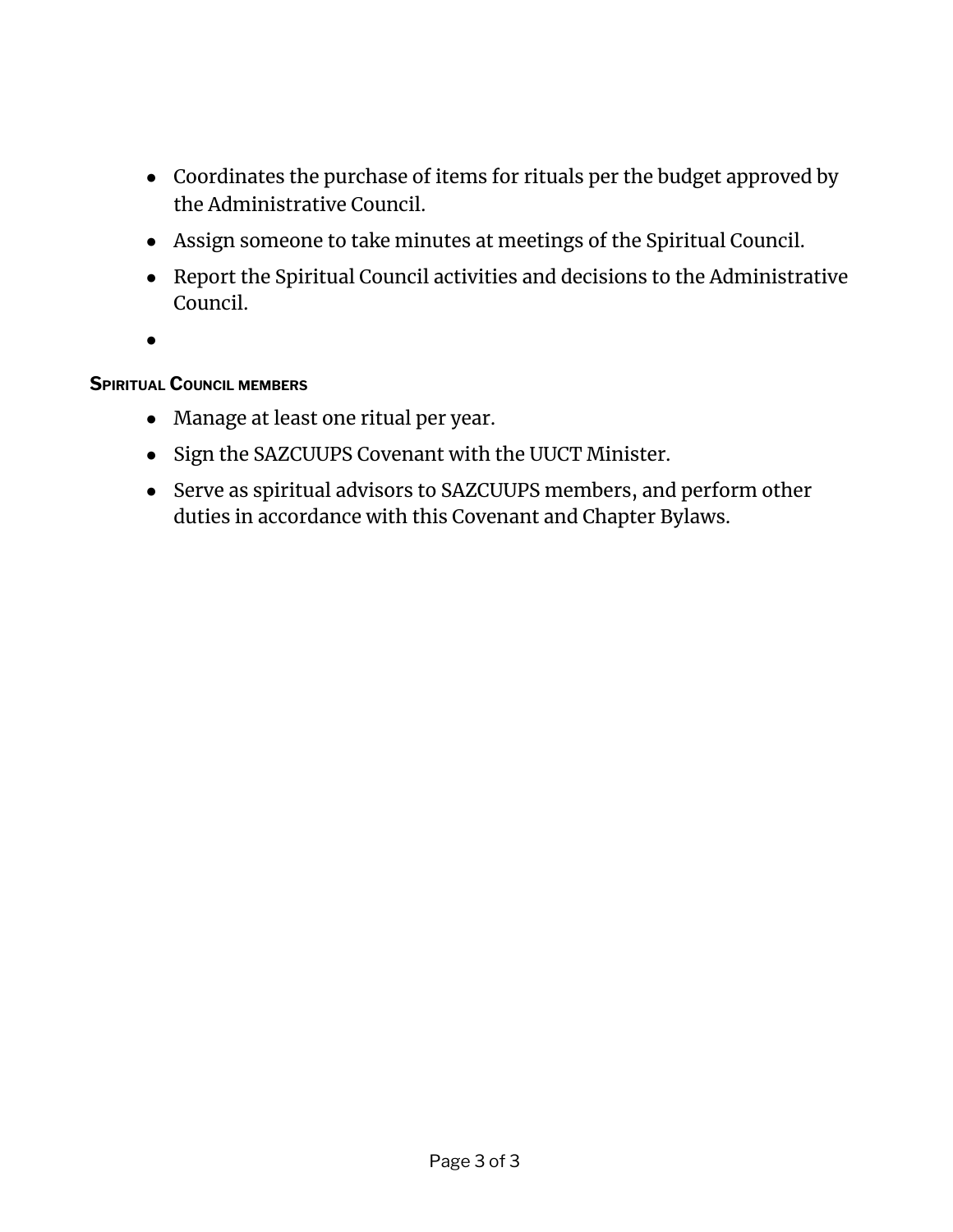- Coordinates the purchase of items for rituals per the budget approved by the Administrative Council.
- Assign someone to take minutes at meetings of the Spiritual Council.
- Report the Spiritual Council activities and decisions to the Administrative Council.
- 

### Spiritual Council members

- Manage at least one ritual per year.
- Sign the SAZCUUPS Covenant with the UUCT Minister.
- Serve as spiritual advisors to SAZCUUPS members, and perform other duties in accordance with this Covenant and Chapter Bylaws.